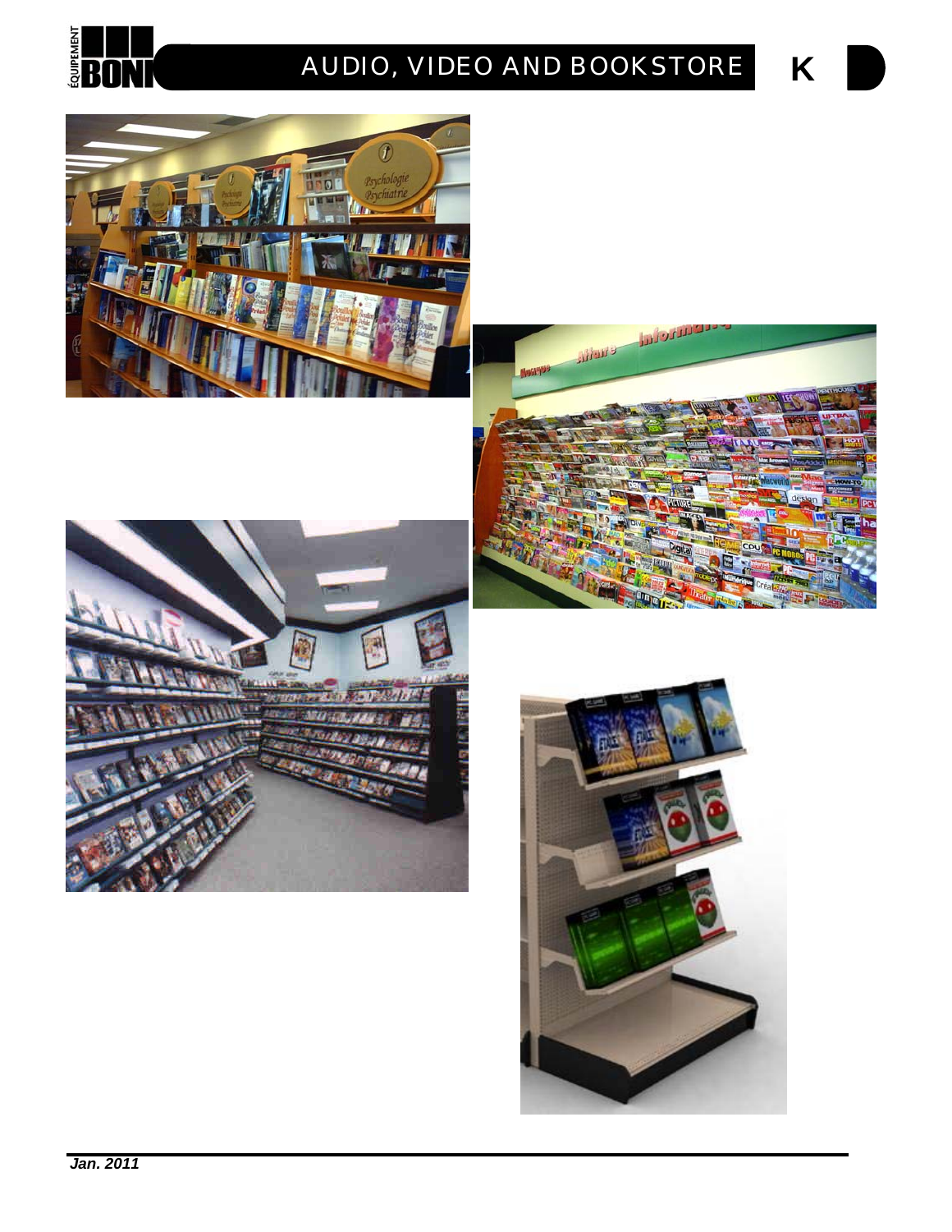# AUDIO, VIDEO AND BOOKSTORE

**K**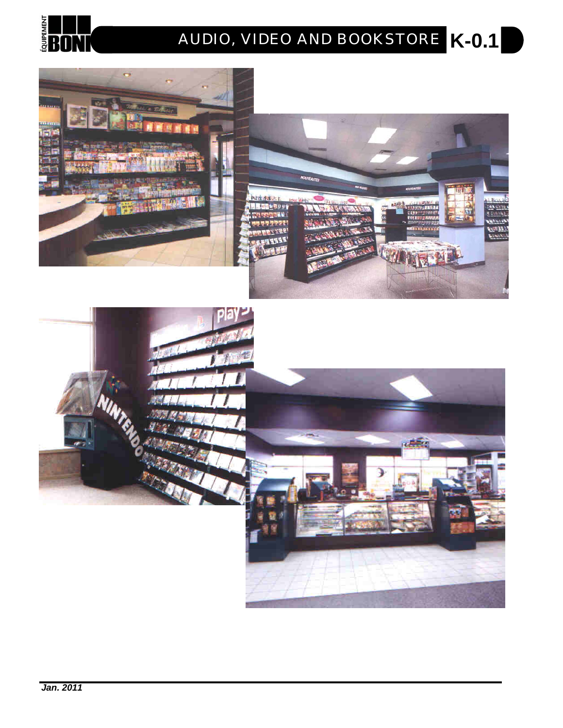# AUDIO, VIDEO AND BOOKSTORE K-0.1

*Jan. 2011*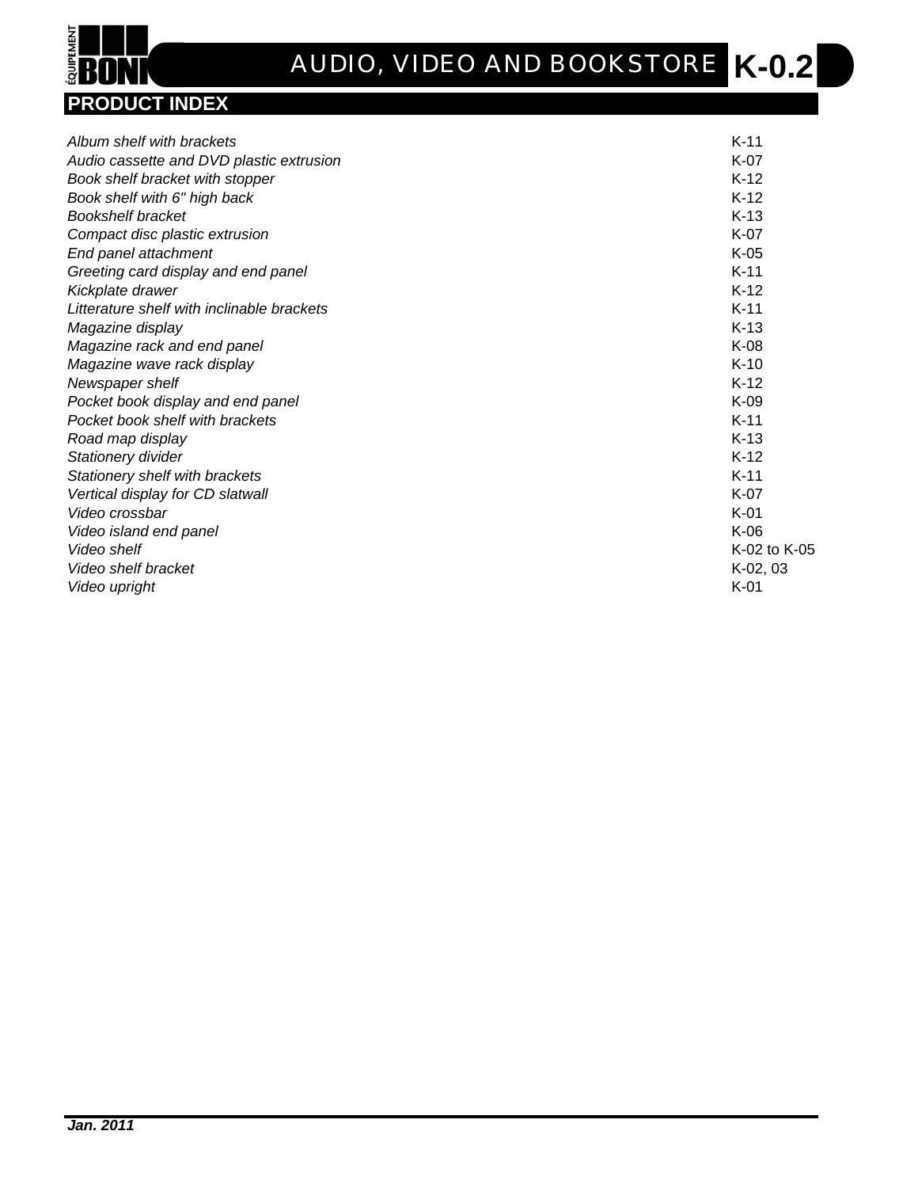## PRODUCT INDEX

| | |
|---|---|
| *Album shelf with brackets* | K-11 |
| *Audio cassette and DVD plastic extrusion* | K-07 |
| *Book shelf bracket with stopper* | K-12 |
| *Book shelf with 6" high back* | K-12 |
| *Bookshelf bracket* | K-13 |
| *Compact disc plastic extrusion* | K-07 |
| *End panel attachment* | K-05 |
| *Greeting card display and end panel* | K-11 |
| *Kickplate drawer* | K-12 |
| *Litterature shelf with inclinable brackets* | K-11 |
| *Magazine display* | K-13 |
| *Magazine rack and end panel* | K-08 |
| *Magazine wave rack display* | K-10 |
| *Newspaper shelf* | K-12 |
| *Pocket book display and end panel* | K-09 |
| *Pocket book shelf with brackets* | K-11 |
| *Road map display* | K-13 |
| *Stationery divider* | K-12 |
| *Stationery shelf with brackets* | K-11 |
| *Vertical display for CD slatwall* | K-07 |
| *Video crossbar* | K-01 |
| *Video island end panel* | K-06 |
| *Video shelf* | K-02 to K-05 |
| *Video shelf bracket* | K-02, 03 |
| *Video upright* | K-01 |

***Jan. 2011***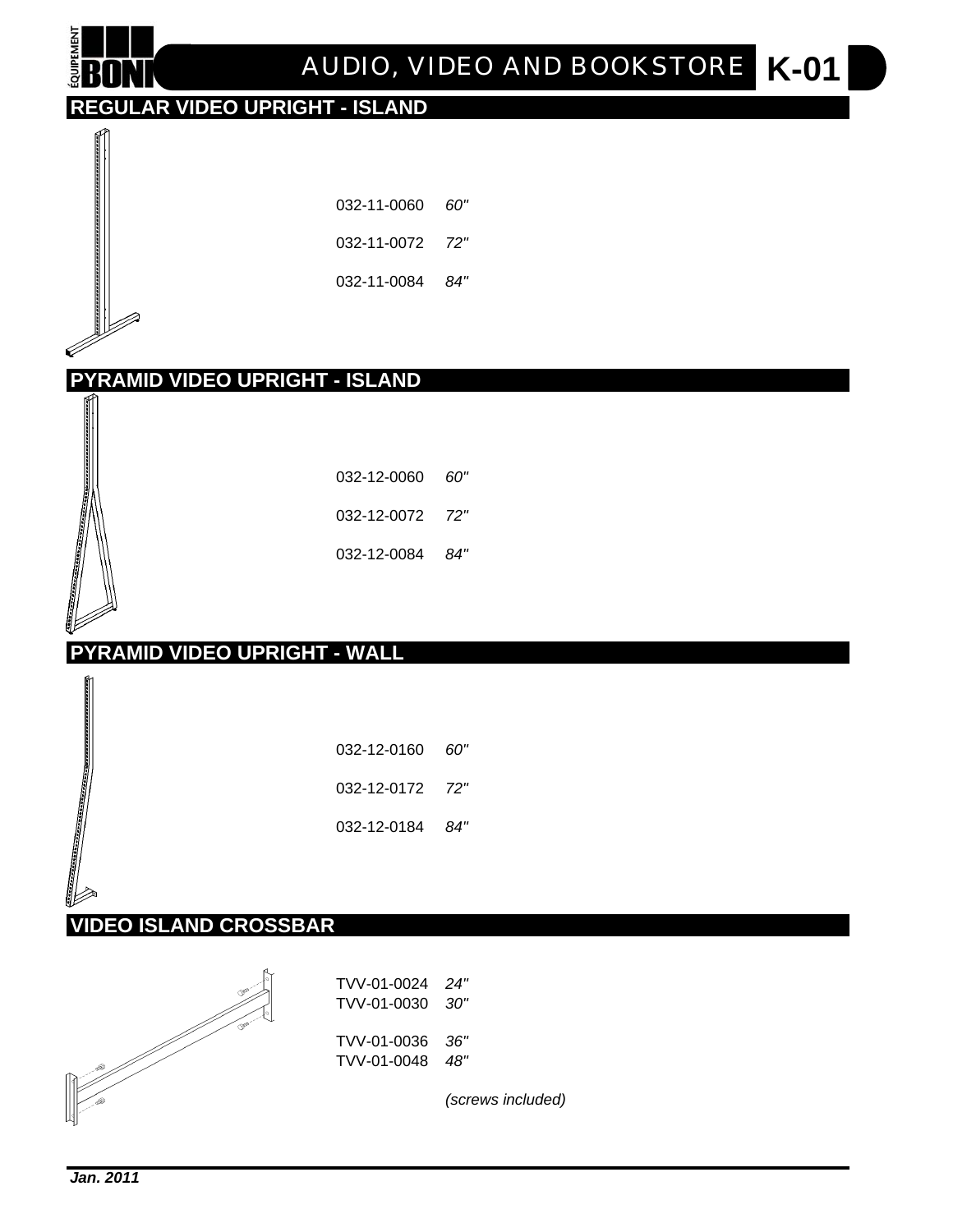# AUDIO, VIDEO AND BOOKSTORE K-01

## REGULAR VIDEO UPRIGHT - ISLAND

| | |
|---|---|
| 032-11-0060 | *60"* |
| 032-11-0072 | *72"* |
| 032-11-0084 | *84"* |

## PYRAMID VIDEO UPRIGHT - ISLAND

| | |
|---|---|
| 032-12-0060 | *60"* |
| 032-12-0072 | *72"* |
| 032-12-0084 | *84"* |

## PYRAMID VIDEO UPRIGHT - WALL

| | |
|---|---|
| 032-12-0160 | *60"* |
| 032-12-0172 | *72"* |
| 032-12-0184 | *84"* |

## VIDEO ISLAND CROSSBAR

| | |
|---|---|
| TVV-01-0024 | *24"* |
| TVV-01-0030 | *30"* |
| TVV-01-0036 | *36"* |
| TVV-01-0048 | *48"* |

*(screws included)*

***Jan. 2011***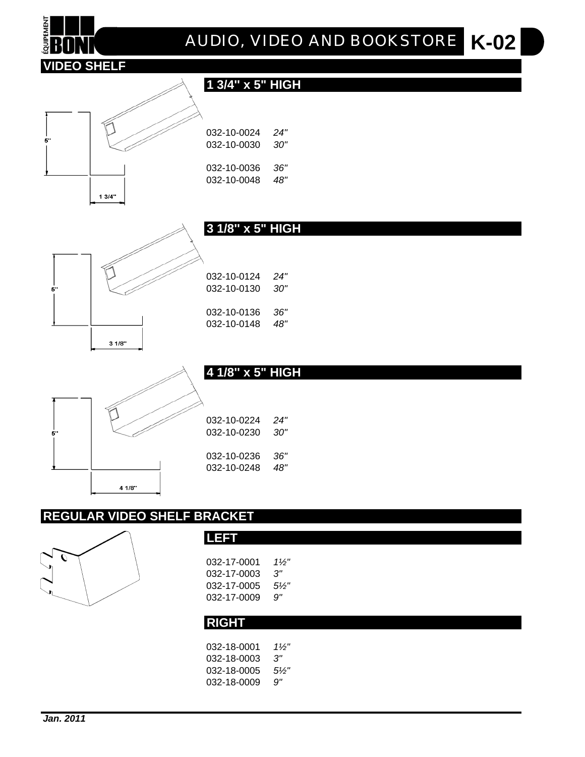# AUDIO, VIDEO AND BOOKSTORE K-02

## VIDEO SHELF

### 1 3/4" x 5" HIGH

5"

1 3/4"

| | |
|---|---|
| 032-10-0024 | *24"* |
| 032-10-0030 | *30"* |
| 032-10-0036 | *36"* |
| 032-10-0048 | *48"* |

### 3 1/8" x 5" HIGH

5"

3 1/8"

| | |
|---|---|
| 032-10-0124 | *24"* |
| 032-10-0130 | *30"* |
| 032-10-0136 | *36"* |
| 032-10-0148 | *48"* |

### 4 1/8" x 5" HIGH

5"

4 1/8"

| | |
|---|---|
| 032-10-0224 | *24"* |
| 032-10-0230 | *30"* |
| 032-10-0236 | *36"* |
| 032-10-0248 | *48"* |

## REGULAR VIDEO SHELF BRACKET

### LEFT

| | |
|---|---|
| 032-17-0001 | *1½"* |
| 032-17-0003 | *3"* |
| 032-17-0005 | *5½"* |
| 032-17-0009 | *9"* |

### RIGHT

| | |
|---|---|
| 032-18-0001 | *1½"* |
| 032-18-0003 | *3"* |
| 032-18-0005 | *5½"* |
| 032-18-0009 | *9"* |

***Jan. 2011***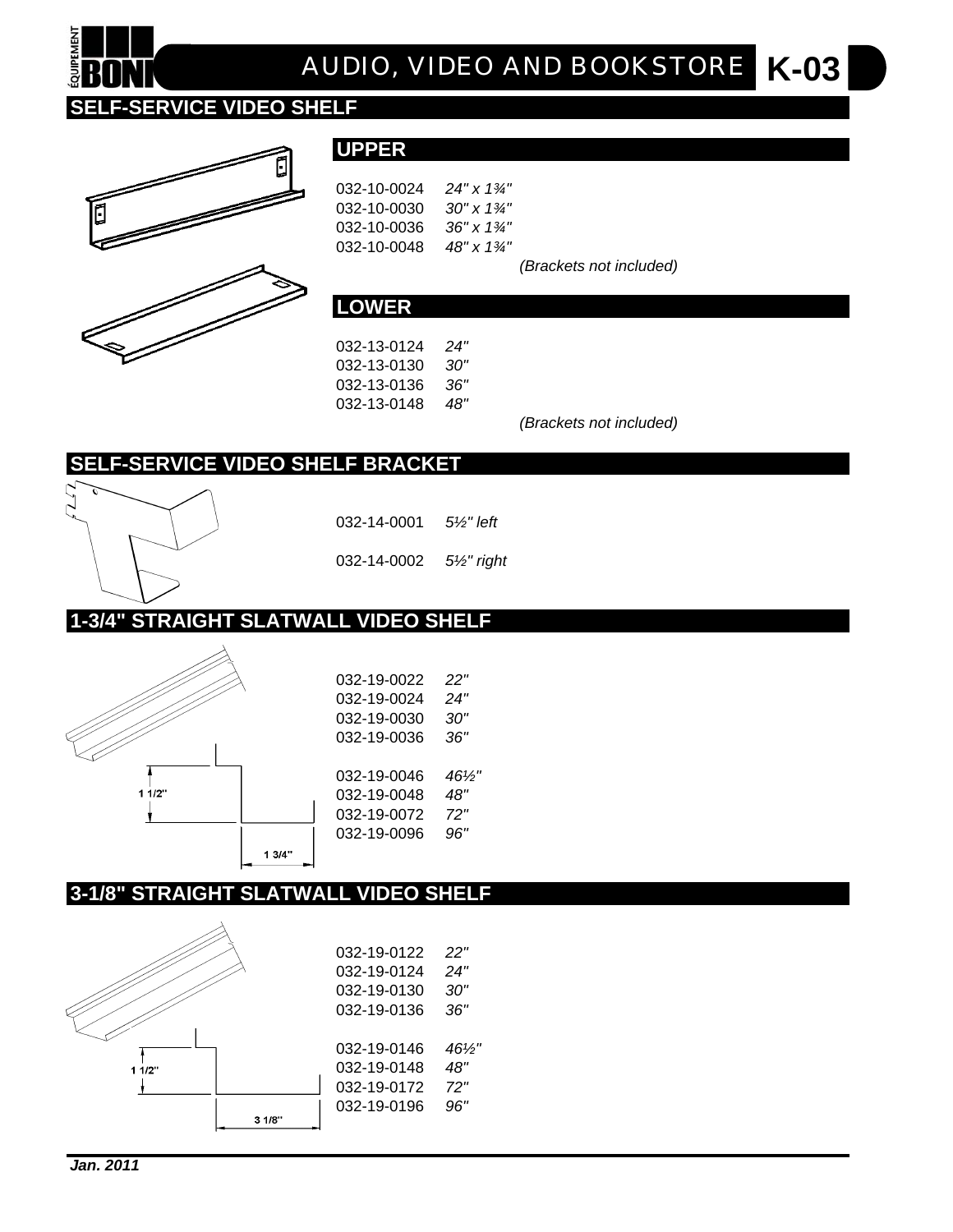# AUDIO, VIDEO AND BOOKSTORE K-03

## SELF-SERVICE VIDEO SHELF

### UPPER

| | |
|---|---|
| 032-10-0024 | *24" x 1¾"* |
| 032-10-0030 | *30" x 1¾"* |
| 032-10-0036 | *36" x 1¾"* |
| 032-10-0048 | *48" x 1¾"* |

*(Brackets not included)*

### LOWER

| | |
|---|---|
| 032-13-0124 | *24"* |
| 032-13-0130 | *30"* |
| 032-13-0136 | *36"* |
| 032-13-0148 | *48"* |

*(Brackets not included)*

## SELF-SERVICE VIDEO SHELF BRACKET

| | |
|---|---|
| 032-14-0001 | *5½" left* |
| 032-14-0002 | *5½" right* |

## 1-3/4" STRAIGHT SLATWALL VIDEO SHELF

1 1/2"

1 3/4"

| | |
|---|---|
| 032-19-0022 | *22"* |
| 032-19-0024 | *24"* |
| 032-19-0030 | *30"* |
| 032-19-0036 | *36"* |
| 032-19-0046 | *46½"* |
| 032-19-0048 | *48"* |
| 032-19-0072 | *72"* |
| 032-19-0096 | *96"* |

## 3-1/8" STRAIGHT SLATWALL VIDEO SHELF

1 1/2"

3 1/8"

| | |
|---|---|
| 032-19-0122 | *22"* |
| 032-19-0124 | *24"* |
| 032-19-0130 | *30"* |
| 032-19-0136 | *36"* |
| 032-19-0146 | *46½"* |
| 032-19-0148 | *48"* |
| 032-19-0172 | *72"* |
| 032-19-0196 | *96"* |

***Jan. 2011***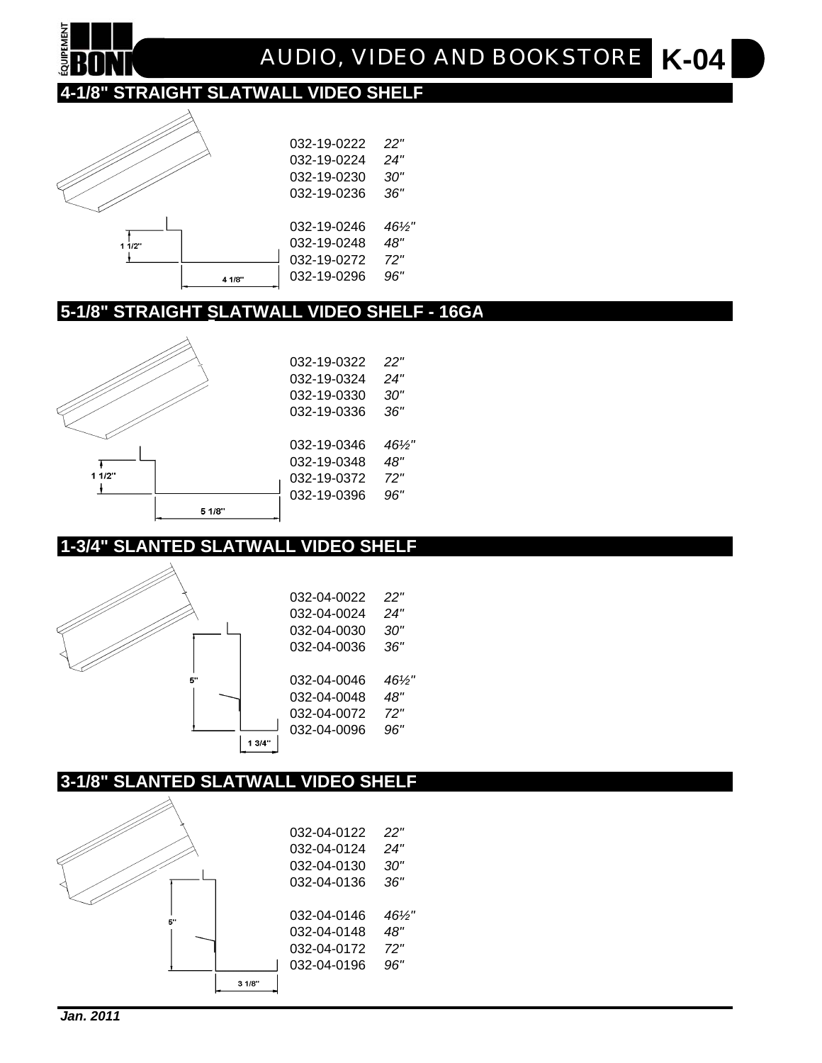# AUDIO, VIDEO AND BOOKSTORE K-04

## 4-1/8" STRAIGHT SLATWALL VIDEO SHELF

1 1/2"
4 1/8"

| | |
|---|---|
| 032-19-0222 | *22"* |
| 032-19-0224 | *24"* |
| 032-19-0230 | *30"* |
| 032-19-0236 | *36"* |
| 032-19-0246 | *46½"* |
| 032-19-0248 | *48"* |
| 032-19-0272 | *72"* |
| 032-19-0296 | *96"* |

## 5-1/8" STRAIGHT SLATWALL VIDEO SHELF - 16GA

1 1/2"
5 1/8"

| | |
|---|---|
| 032-19-0322 | *22"* |
| 032-19-0324 | *24"* |
| 032-19-0330 | *30"* |
| 032-19-0336 | *36"* |
| 032-19-0346 | *46½"* |
| 032-19-0348 | *48"* |
| 032-19-0372 | *72"* |
| 032-19-0396 | *96"* |

## 1-3/4" SLANTED SLATWALL VIDEO SHELF

5"
1 3/4"

| | |
|---|---|
| 032-04-0022 | *22"* |
| 032-04-0024 | *24"* |
| 032-04-0030 | *30"* |
| 032-04-0036 | *36"* |
| 032-04-0046 | *46½"* |
| 032-04-0048 | *48"* |
| 032-04-0072 | *72"* |
| 032-04-0096 | *96"* |

## 3-1/8" SLANTED SLATWALL VIDEO SHELF

5"
3 1/8"

| | |
|---|---|
| 032-04-0122 | *22"* |
| 032-04-0124 | *24"* |
| 032-04-0130 | *30"* |
| 032-04-0136 | *36"* |
| 032-04-0146 | *46½"* |
| 032-04-0148 | *48"* |
| 032-04-0172 | *72"* |
| 032-04-0196 | *96"* |

***Jan. 2011***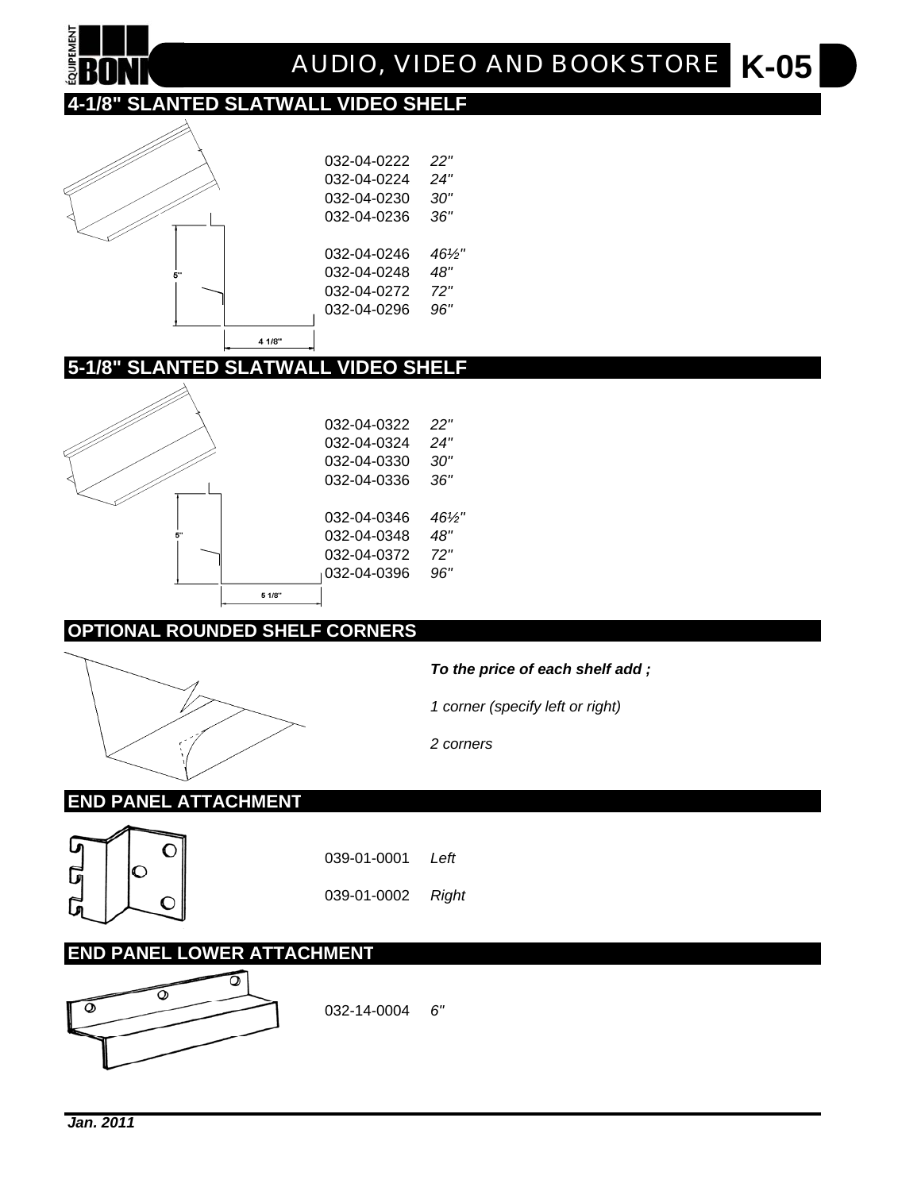# AUDIO, VIDEO AND BOOKSTORE K-05

## 4-1/8" SLANTED SLATWALL VIDEO SHELF

5"

4 1/8"

| | |
|---|---|
| 032-04-0222 | *22"* |
| 032-04-0224 | *24"* |
| 032-04-0230 | *30"* |
| 032-04-0236 | *36"* |
| 032-04-0246 | *46½"* |
| 032-04-0248 | *48"* |
| 032-04-0272 | *72"* |
| 032-04-0296 | *96"* |

## 5-1/8" SLANTED SLATWALL VIDEO SHELF

5"

5 1/8"

| | |
|---|---|
| 032-04-0322 | *22"* |
| 032-04-0324 | *24"* |
| 032-04-0330 | *30"* |
| 032-04-0336 | *36"* |
| 032-04-0346 | *46½"* |
| 032-04-0348 | *48"* |
| 032-04-0372 | *72"* |
| 032-04-0396 | *96"* |

## OPTIONAL ROUNDED SHELF CORNERS

***To the price of each shelf add ;***

*1 corner (specify left or right)*

*2 corners*

## END PANEL ATTACHMENT

| | |
|---|---|
| 039-01-0001 | *Left* |
| 039-01-0002 | *Right* |

## END PANEL LOWER ATTACHMENT

| | |
|---|---|
| 032-14-0004 | *6"* |

***Jan. 2011***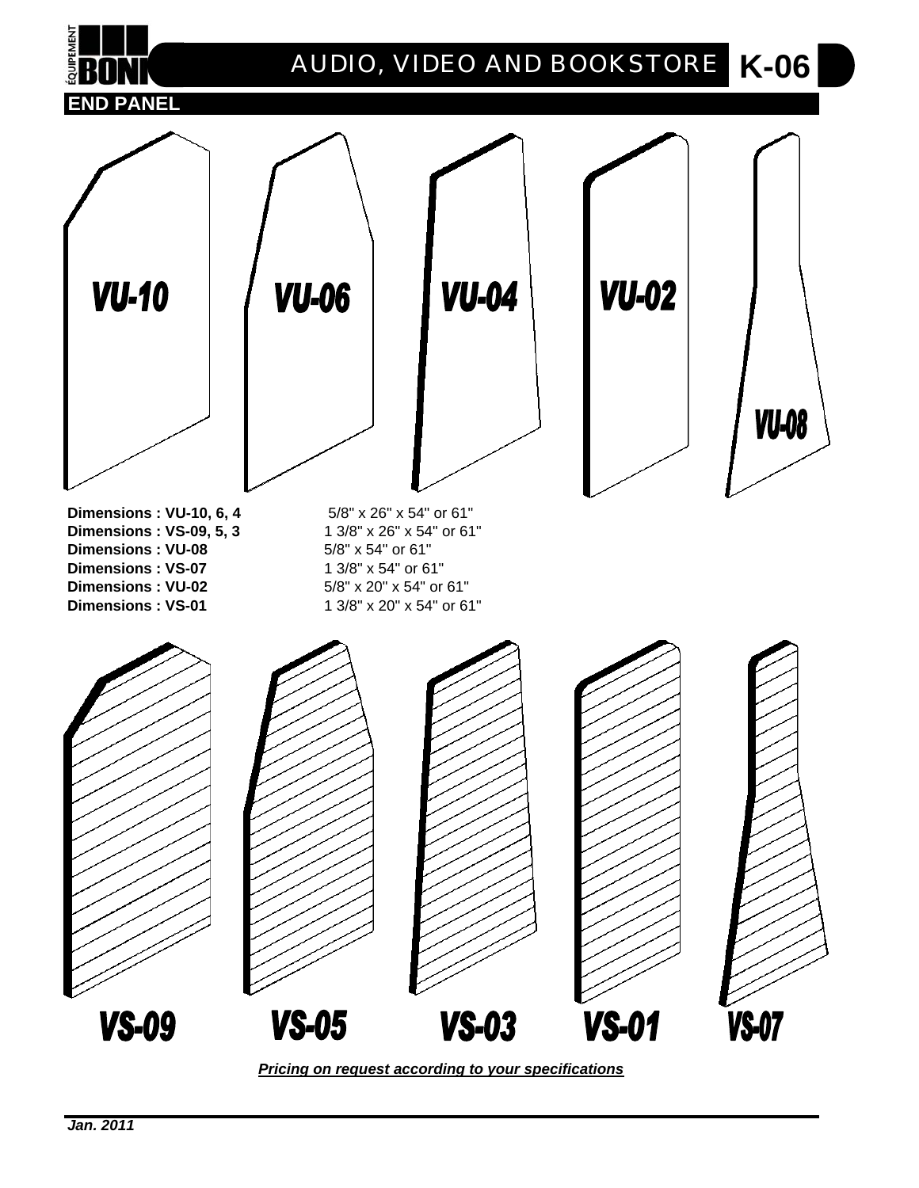# AUDIO, VIDEO AND BOOKSTORE K-06

## END PANEL

VU-10 VU-06 VU-04 VU-02 VU-08

| | |
|---|---|
| **Dimensions : VU-10, 6, 4** | 5/8" x 26" x 54" or 61" |
| **Dimensions : VS-09, 5, 3** | 1 3/8" x 26" x 54" or 61" |
| **Dimensions : VU-08** | 5/8" x 54" or 61" |
| **Dimensions : VS-07** | 1 3/8" x 54" or 61" |
| **Dimensions : VU-02** | 5/8" x 20" x 54" or 61" |
| **Dimensions : VS-01** | 1 3/8" x 20" x 54" or 61" |

VS-09 VS-05 VS-03 VS-01 VS-07

***Pricing on request according to your specifications***

***Jan. 2011***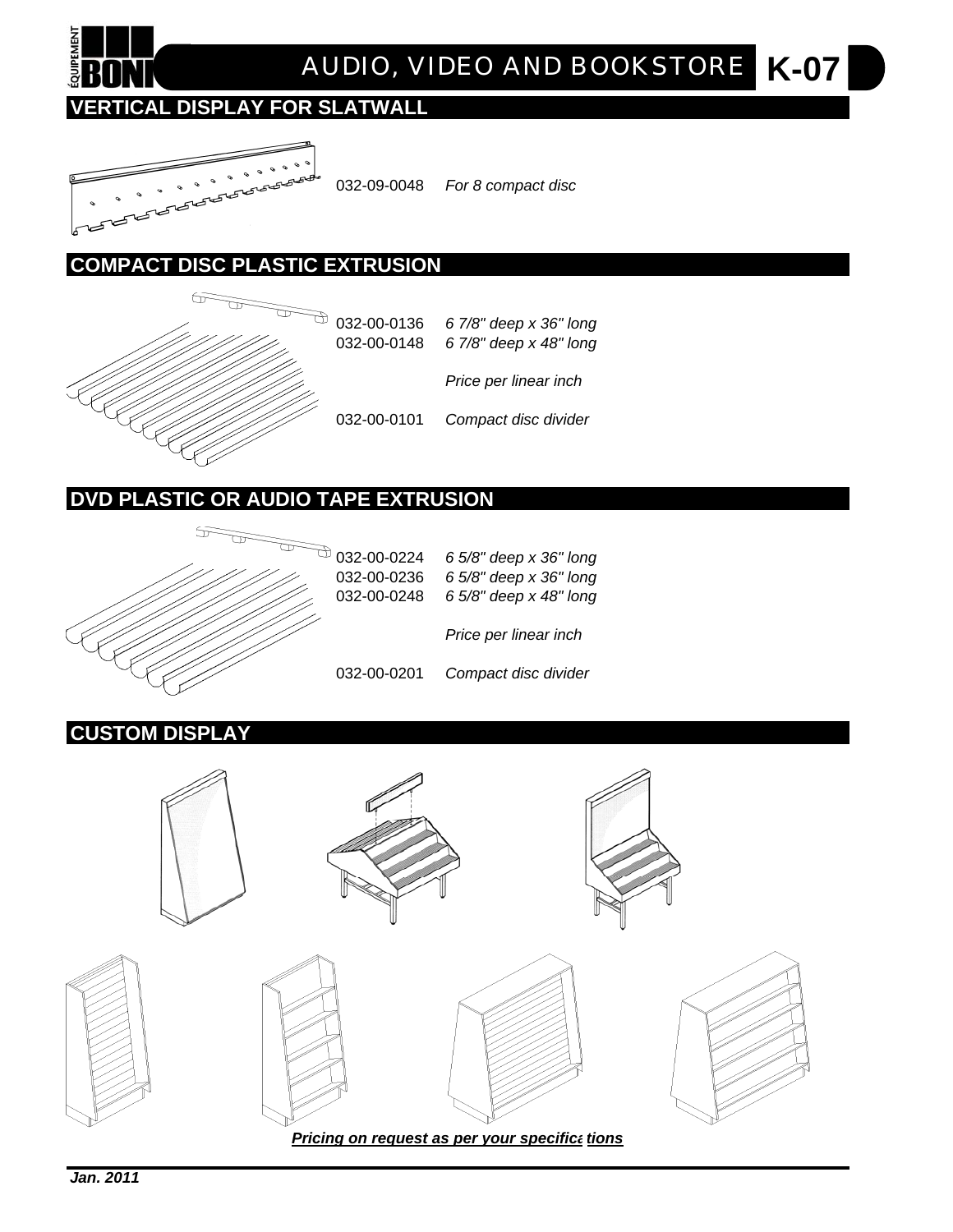# AUDIO, VIDEO AND BOOKSTORE K-07

## VERTICAL DISPLAY FOR SLATWALL

032-09-0048 *For 8 compact disc*

## COMPACT DISC PLASTIC EXTRUSION

032-00-0136 *6 7/8" deep x 36" long*
032-00-0148 *6 7/8" deep x 48" long*

*Price per linear inch*

032-00-0101 *Compact disc divider*

## DVD PLASTIC OR AUDIO TAPE EXTRUSION

032-00-0224 *6 5/8" deep x 36" long*
032-00-0236 *6 5/8" deep x 36" long*
032-00-0248 *6 5/8" deep x 48" long*

*Price per linear inch*

032-00-0201 *Compact disc divider*

## CUSTOM DISPLAY

***Pricing on request as per your specifications***

***Jan. 2011***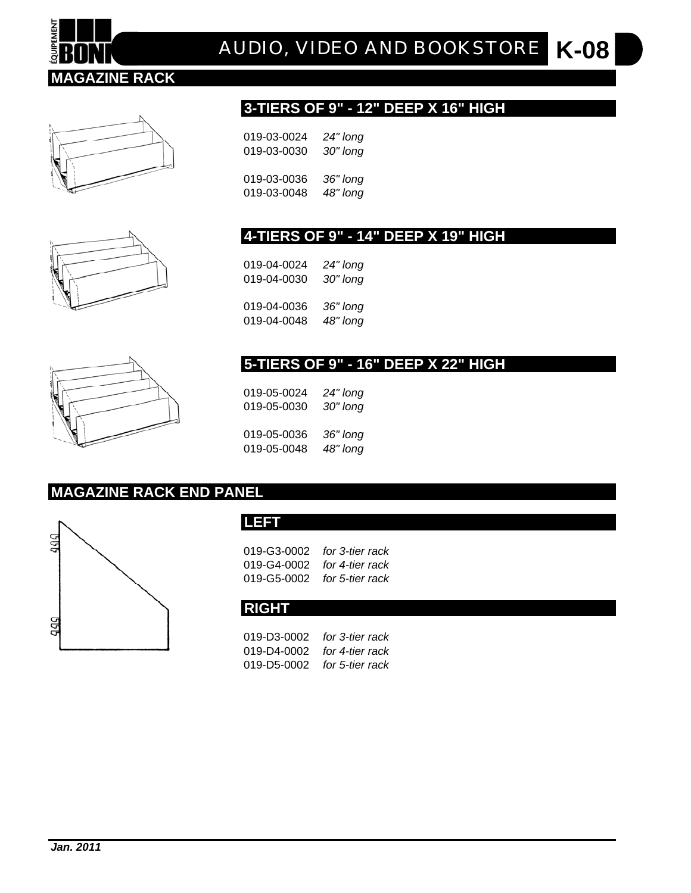# AUDIO, VIDEO AND BOOKSTORE K-08

## MAGAZINE RACK

### 3-TIERS OF 9" - 12" DEEP X 16" HIGH

019-03-0024 *24" long*
019-03-0030 *30" long*

019-03-0036 *36" long*
019-03-0048 *48" long*

### 4-TIERS OF 9" - 14" DEEP X 19" HIGH

019-04-0024 *24" long*
019-04-0030 *30" long*

019-04-0036 *36" long*
019-04-0048 *48" long*

### 5-TIERS OF 9" - 16" DEEP X 22" HIGH

019-05-0024 *24" long*
019-05-0030 *30" long*

019-05-0036 *36" long*
019-05-0048 *48" long*

## MAGAZINE RACK END PANEL

### LEFT

019-G3-0002 *for 3-tier rack*
019-G4-0002 *for 4-tier rack*
019-G5-0002 *for 5-tier rack*

### RIGHT

019-D3-0002 *for 3-tier rack*
019-D4-0002 *for 4-tier rack*
019-D5-0002 *for 5-tier rack*

***Jan. 2011***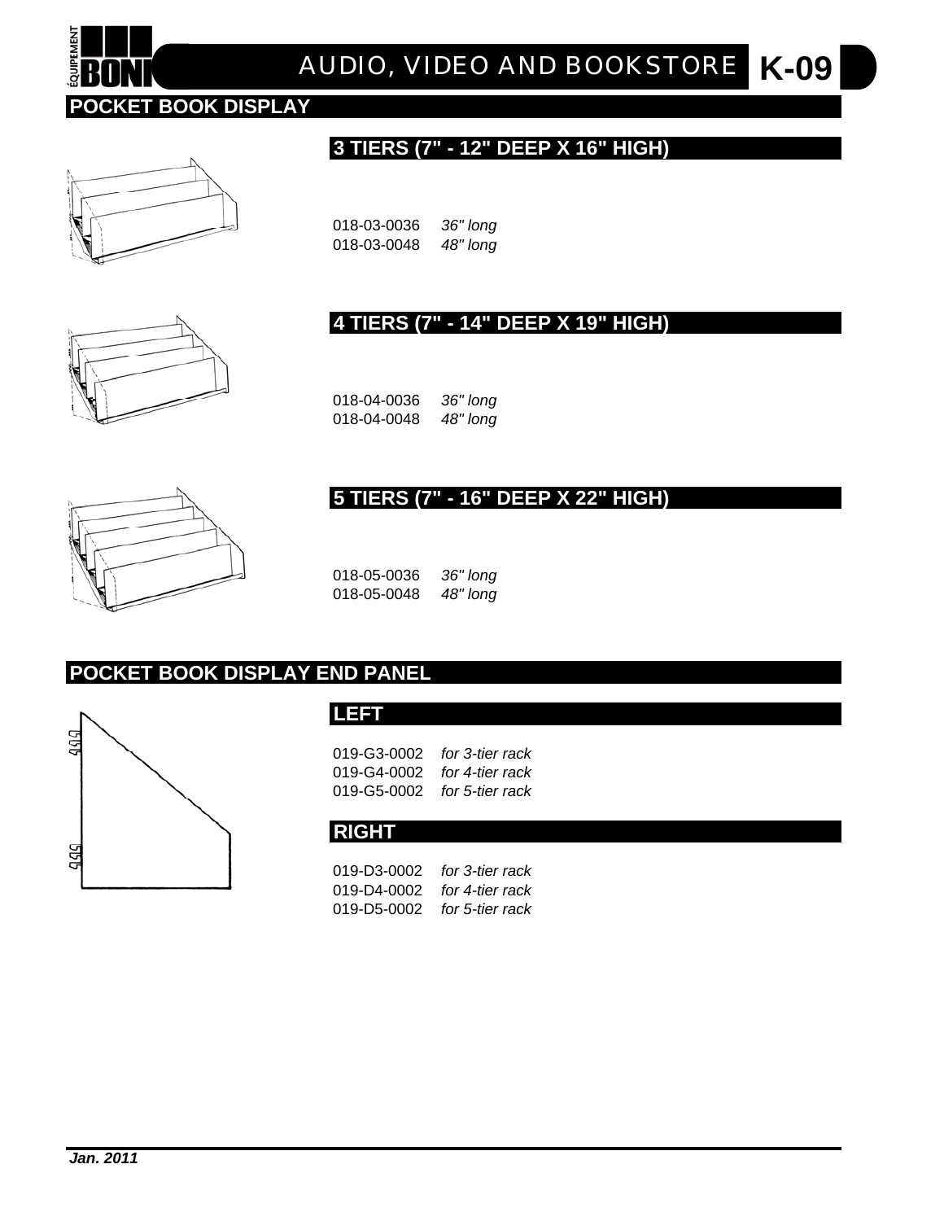# AUDIO, VIDEO AND BOOKSTORE K-09

## POCKET BOOK DISPLAY

### 3 TIERS (7" - 12" DEEP X 16" HIGH)

018-03-0036 *36" long*
018-03-0048 *48" long*

### 4 TIERS (7" - 14" DEEP X 19" HIGH)

018-04-0036 *36" long*
018-04-0048 *48" long*

### 5 TIERS (7" - 16" DEEP X 22" HIGH)

018-05-0036 *36" long*
018-05-0048 *48" long*

## POCKET BOOK DISPLAY END PANEL

### LEFT

019-G3-0002 *for 3-tier rack*
019-G4-0002 *for 4-tier rack*
019-G5-0002 *for 5-tier rack*

### RIGHT

019-D3-0002 *for 3-tier rack*
019-D4-0002 *for 4-tier rack*
019-D5-0002 *for 5-tier rack*

***Jan. 2011***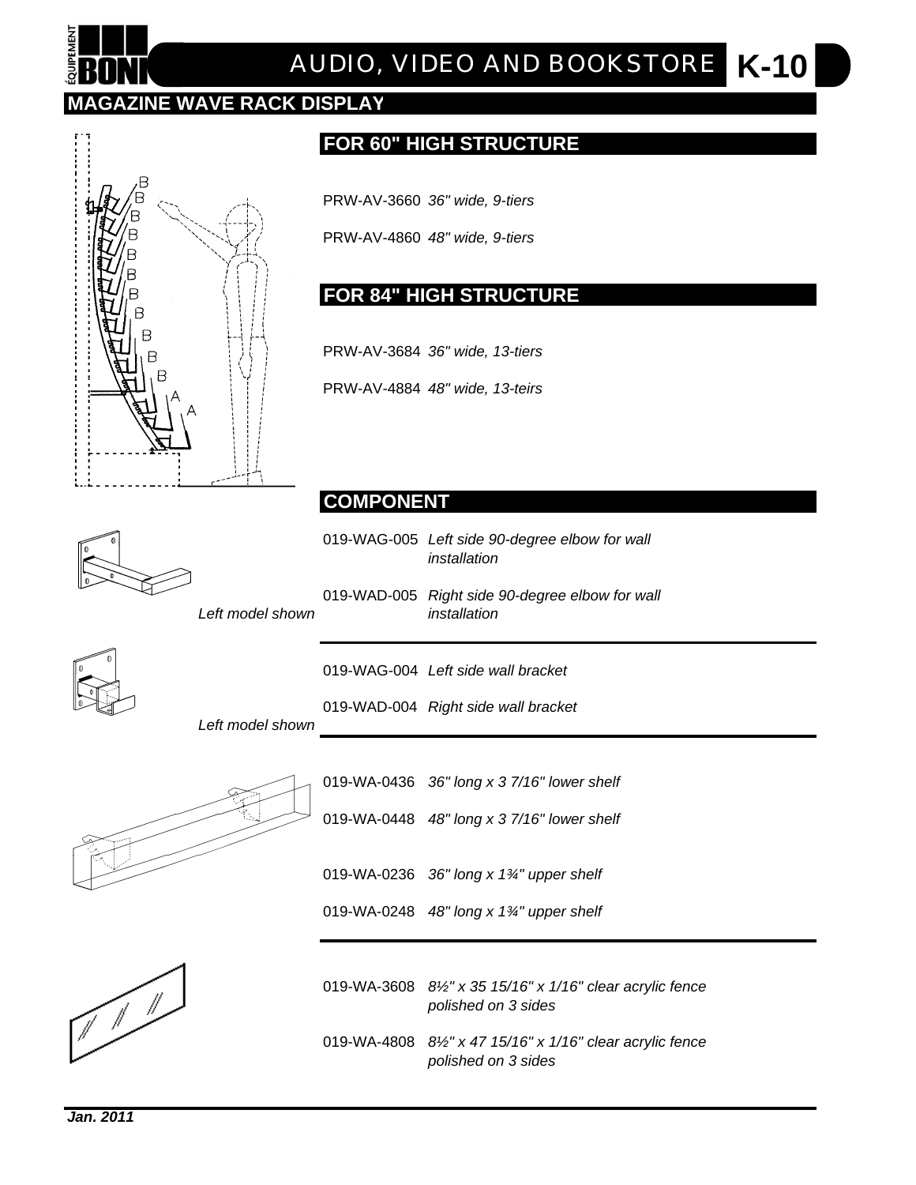# AUDIO, VIDEO AND BOOKSTORE K-10

## MAGAZINE WAVE RACK DISPLAY

### FOR 60" HIGH STRUCTURE

PRW-AV-3660 *36" wide, 9-tiers*

PRW-AV-4860 *48" wide, 9-tiers*

### FOR 84" HIGH STRUCTURE

PRW-AV-3684 *36" wide, 13-tiers*

PRW-AV-4884 *48" wide, 13-teirs*

### COMPONENT

019-WAG-005 *Left side 90-degree elbow for wall installation*

019-WAD-005 *Right side 90-degree elbow for wall installation*

*Left model shown*

---

019-WAG-004 *Left side wall bracket*

019-WAD-004 *Right side wall bracket*

*Left model shown*

---

019-WA-0436 *36" long x 3 7/16" lower shelf*

019-WA-0448 *48" long x 3 7/16" lower shelf*

019-WA-0236 *36" long x 1¾" upper shelf*

019-WA-0248 *48" long x 1¾" upper shelf*

---

019-WA-3608 *8½" x 35 15/16" x 1/16" clear acrylic fence polished on 3 sides*

019-WA-4808 *8½" x 47 15/16" x 1/16" clear acrylic fence polished on 3 sides*

***Jan. 2011***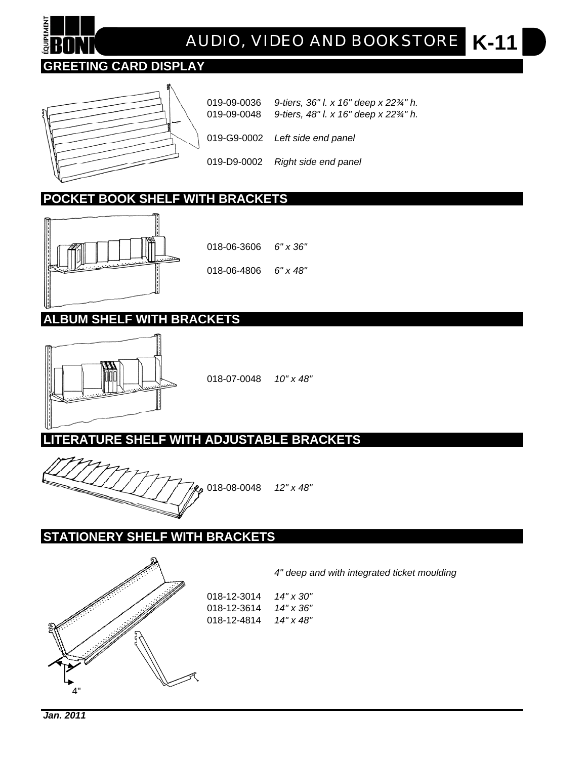# AUDIO, VIDEO AND BOOKSTORE K-11

## GREETING CARD DISPLAY

019-09-0036 *9-tiers, 36" l. x 16" deep x 22¾" h.*
019-09-0048 *9-tiers, 48" l. x 16" deep x 22¾" h.*

019-G9-0002 *Left side end panel*

019-D9-0002 *Right side end panel*

## POCKET BOOK SHELF WITH BRACKETS

018-06-3606 *6" x 36"*

018-06-4806 *6" x 48"*

## ALBUM SHELF WITH BRACKETS

018-07-0048 *10" x 48"*

## LITERATURE SHELF WITH ADJUSTABLE BRACKETS

018-08-0048 *12" x 48"*

## STATIONERY SHELF WITH BRACKETS

*4" deep and with integrated ticket moulding*

018-12-3014 *14" x 30"*
018-12-3614 *14" x 36"*
018-12-4814 *14" x 48"*

4"

***Jan. 2011***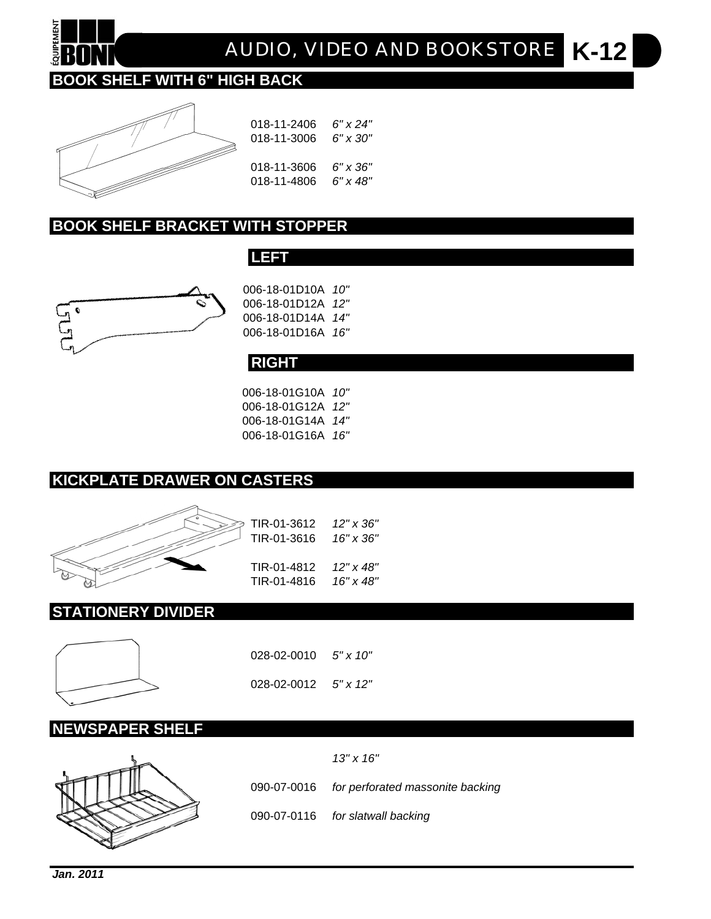## AUDIO, VIDEO AND BOOKSTORE K-12

### BOOK SHELF WITH 6" HIGH BACK

| | |
|---|---|
| 018-11-2406 | *6" x 24"* |
| 018-11-3006 | *6" x 30"* |
| 018-11-3606 | *6" x 36"* |
| 018-11-4806 | *6" x 48"* |

### BOOK SHELF BRACKET WITH STOPPER

#### LEFT

| | |
|---|---|
| 006-18-01D10A | *10"* |
| 006-18-01D12A | *12"* |
| 006-18-01D14A | *14"* |
| 006-18-01D16A | *16"* |

#### RIGHT

| | |
|---|---|
| 006-18-01G10A | *10"* |
| 006-18-01G12A | *12"* |
| 006-18-01G14A | *14"* |
| 006-18-01G16A | *16"* |

### KICKPLATE DRAWER ON CASTERS

| | |
|---|---|
| TIR-01-3612 | *12" x 36"* |
| TIR-01-3616 | *16" x 36"* |
| TIR-01-4812 | *12" x 48"* |
| TIR-01-4816 | *16" x 48"* |

### STATIONERY DIVIDER

| | |
|---|---|
| 028-02-0010 | *5" x 10"* |
| 028-02-0012 | *5" x 12"* |

### NEWSPAPER SHELF

*13" x 16"*

| | |
|---|---|
| 090-07-0016 | *for perforated massonite backing* |
| 090-07-0116 | *for slatwall backing* |

***Jan. 2011***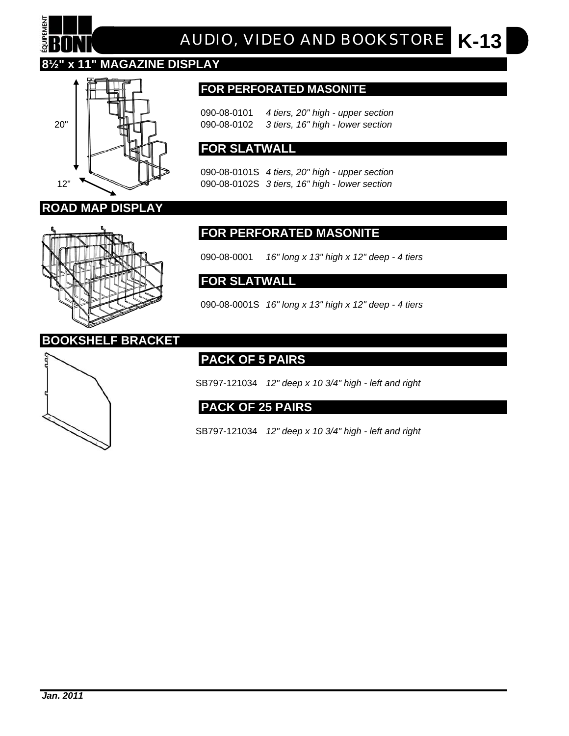# AUDIO, VIDEO AND BOOKSTORE K-13

## 8½" x 11" MAGAZINE DISPLAY

20"

12"

### FOR PERFORATED MASONITE

090-08-0101 *4 tiers, 20" high - upper section*
090-08-0102 *3 tiers, 16" high - lower section*

### FOR SLATWALL

090-08-0101S *4 tiers, 20" high - upper section*
090-08-0102S *3 tiers, 16" high - lower section*

## ROAD MAP DISPLAY

### FOR PERFORATED MASONITE

090-08-0001 *16" long x 13" high x 12" deep - 4 tiers*

### FOR SLATWALL

090-08-0001S *16" long x 13" high x 12" deep - 4 tiers*

## BOOKSHELF BRACKET

### PACK OF 5 PAIRS

SB797-121034 *12" deep x 10 3/4" high - left and right*

### PACK OF 25 PAIRS

SB797-121034 *12" deep x 10 3/4" high - left and right*

***Jan. 2011***